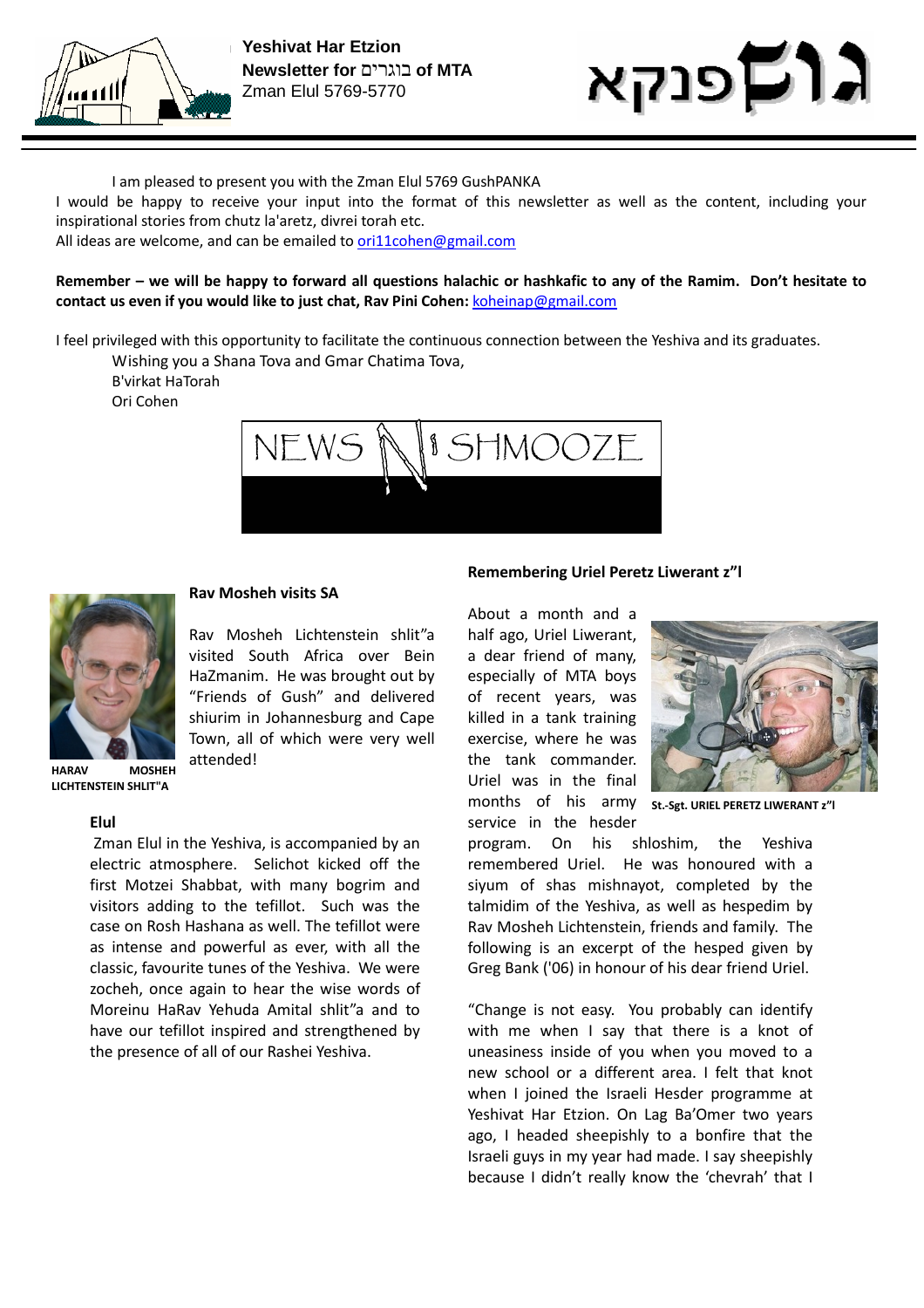**Yeshivat Har Etzion**
**Newsletter for בוגרים of MTA**
Zman Elul 5769-5770

# גוש פנקא

I am pleased to present you with the Zman Elul 5769 GushPANKA

I would be happy to receive your input into the format of this newsletter as well as the content, including your inspirational stories from chutz la'aretz, divrei torah etc.

All ideas are welcome, and can be emailed to ori11cohen@gmail.com

**Remember – we will be happy to forward all questions halachic or hashkafic to any of the Ramim. Don't hesitate to contact us even if you would like to just chat, Rav Pini Cohen:** koheinap@gmail.com

I feel privileged with this opportunity to facilitate the continuous connection between the Yeshiva and its graduates.

Wishing you a Shana Tova and Gmar Chatima Tova,
B'virkat HaTorah
Ori Cohen

## NEWS 'N SHMOOZE

### Rav Mosheh visits SA

Rav Mosheh Lichtenstein shlit"a visited South Africa over Bein HaZmanim. He was brought out by "Friends of Gush" and delivered shiurim in Johannesburg and Cape Town, all of which were very well attended!

HARAV MOSHEH LICHTENSTEIN SHLIT"A

### Elul

Zman Elul in the Yeshiva, is accompanied by an electric atmosphere. Selichot kicked off the first Motzei Shabbat, with many bogrim and visitors adding to the tefillot. Such was the case on Rosh Hashana as well. The tefillot were as intense and powerful as ever, with all the classic, favourite tunes of the Yeshiva. We were zocheh, once again to hear the wise words of Moreinu HaRav Yehuda Amital shlit"a and to have our tefillot inspired and strengthened by the presence of all of our Rashei Yeshiva.

### Remembering Uriel Peretz Liwerant z"l

About a month and a half ago, Uriel Liwerant, a dear friend of many, especially of MTA boys of recent years, was killed in a tank training exercise, where he was the tank commander. Uriel was in the final months of his army service in the hesder program. On his shloshim, the Yeshiva remembered Uriel. He was honoured with a siyum of shas mishnayot, completed by the talmidim of the Yeshiva, as well as hespedim by Rav Mosheh Lichtenstein, friends and family. The following is an excerpt of the hesped given by Greg Bank ('06) in honour of his dear friend Uriel.

St.-Sgt. URIEL PERETZ LIWERANT z"l

"Change is not easy. You probably can identify with me when I say that there is a knot of uneasiness inside of you when you moved to a new school or a different area. I felt that knot when I joined the Israeli Hesder programme at Yeshivat Har Etzion. On Lag Ba'Omer two years ago, I headed sheepishly to a bonfire that the Israeli guys in my year had made. I say sheepishly because I didn't really know the 'chevrah' that I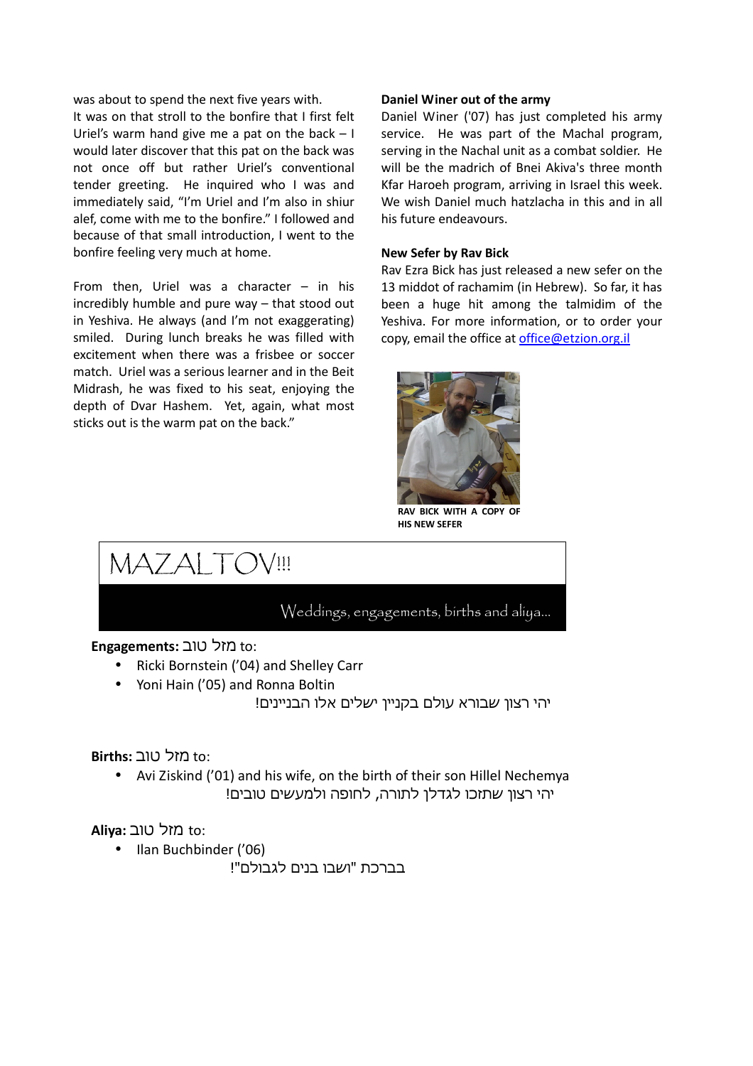was about to spend the next five years with.
It was on that stroll to the bonfire that I first felt Uriel's warm hand give me a pat on the back – I would later discover that this pat on the back was not once off but rather Uriel's conventional tender greeting. He inquired who I was and immediately said, "I'm Uriel and I'm also in shiur alef, come with me to the bonfire." I followed and because of that small introduction, I went to the bonfire feeling very much at home.

From then, Uriel was a character – in his incredibly humble and pure way – that stood out in Yeshiva. He always (and I'm not exaggerating) smiled. During lunch breaks he was filled with excitement when there was a frisbee or soccer match. Uriel was a serious learner and in the Beit Midrash, he was fixed to his seat, enjoying the depth of Dvar Hashem. Yet, again, what most sticks out is the warm pat on the back."

**Daniel Winer out of the army**

Daniel Winer ('07) has just completed his army service. He was part of the Machal program, serving in the Nachal unit as a combat soldier. He will be the madrich of Bnei Akiva's three month Kfar Haroeh program, arriving in Israel this week. We wish Daniel much hatzlacha in this and in all his future endeavours.

**New Sefer by Rav Bick**

Rav Ezra Bick has just released a new sefer on the 13 middot of rachamim (in Hebrew). So far, it has been a huge hit among the talmidim of the Yeshiva. For more information, or to order your copy, email the office at office@etzion.org.il

**RAV BICK WITH A COPY OF HIS NEW SEFER**

# MAZALTOV!!!

Weddings, engagements, births and aliya...

**Engagements:** מזל טוב to:

- Ricki Bornstein ('04) and Shelley Carr
- Yoni Hain ('05) and Ronna Boltin

יהי רצון שבורא עולם בקניין ישלים אלו הבניינים!

**Births:** מזל טוב to:

- Avi Ziskind ('01) and his wife, on the birth of their son Hillel Nechemya

יהי רצון שתזכו לגדלן לתורה, לחופה ולמעשים טובים!

**Aliya:** מזל טוב to:

- Ilan Buchbinder ('06)

בברכת "ושבו בנים לגבולם"!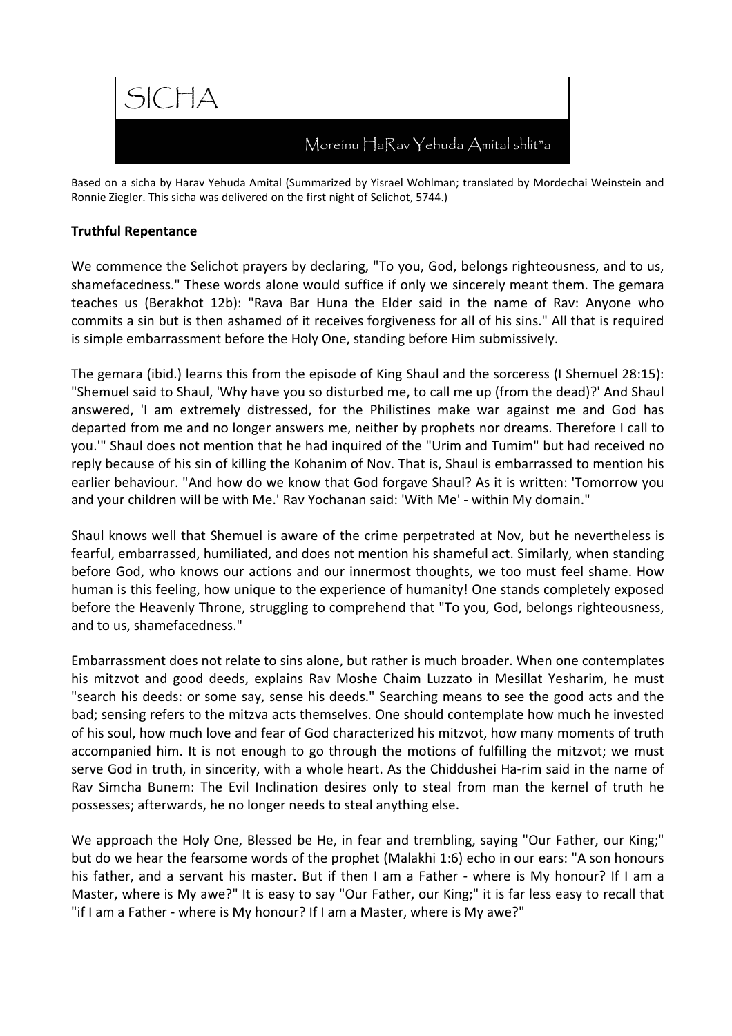# SICHA

Moreinu HaRav Yehuda Amital shlit"a

Based on a sicha by Harav Yehuda Amital (Summarized by Yisrael Wohlman; translated by Mordechai Weinstein and Ronnie Ziegler. This sicha was delivered on the first night of Selichot, 5744.)

**Truthful Repentance**

We commence the Selichot prayers by declaring, "To you, God, belongs righteousness, and to us, shamefacedness." These words alone would suffice if only we sincerely meant them. The gemara teaches us (Berakhot 12b): "Rava Bar Huna the Elder said in the name of Rav: Anyone who commits a sin but is then ashamed of it receives forgiveness for all of his sins." All that is required is simple embarrassment before the Holy One, standing before Him submissively.

The gemara (ibid.) learns this from the episode of King Shaul and the sorceress (I Shemuel 28:15): "Shemuel said to Shaul, 'Why have you so disturbed me, to call me up (from the dead)?' And Shaul answered, 'I am extremely distressed, for the Philistines make war against me and God has departed from me and no longer answers me, neither by prophets nor dreams. Therefore I call to you.'" Shaul does not mention that he had inquired of the "Urim and Tumim" but had received no reply because of his sin of killing the Kohanim of Nov. That is, Shaul is embarrassed to mention his earlier behaviour. "And how do we know that God forgave Shaul? As it is written: 'Tomorrow you and your children will be with Me.' Rav Yochanan said: 'With Me' - within My domain."

Shaul knows well that Shemuel is aware of the crime perpetrated at Nov, but he nevertheless is fearful, embarrassed, humiliated, and does not mention his shameful act. Similarly, when standing before God, who knows our actions and our innermost thoughts, we too must feel shame. How human is this feeling, how unique to the experience of humanity! One stands completely exposed before the Heavenly Throne, struggling to comprehend that "To you, God, belongs righteousness, and to us, shamefacedness."

Embarrassment does not relate to sins alone, but rather is much broader. When one contemplates his mitzvot and good deeds, explains Rav Moshe Chaim Luzzato in Mesillat Yesharim, he must "search his deeds: or some say, sense his deeds." Searching means to see the good acts and the bad; sensing refers to the mitzva acts themselves. One should contemplate how much he invested of his soul, how much love and fear of God characterized his mitzvot, how many moments of truth accompanied him. It is not enough to go through the motions of fulfilling the mitzvot; we must serve God in truth, in sincerity, with a whole heart. As the Chiddushei Ha-rim said in the name of Rav Simcha Bunem: The Evil Inclination desires only to steal from man the kernel of truth he possesses; afterwards, he no longer needs to steal anything else.

We approach the Holy One, Blessed be He, in fear and trembling, saying "Our Father, our King;" but do we hear the fearsome words of the prophet (Malakhi 1:6) echo in our ears: "A son honours his father, and a servant his master. But if then I am a Father - where is My honour? If I am a Master, where is My awe?" It is easy to say "Our Father, our King;" it is far less easy to recall that "if I am a Father - where is My honour? If I am a Master, where is My awe?"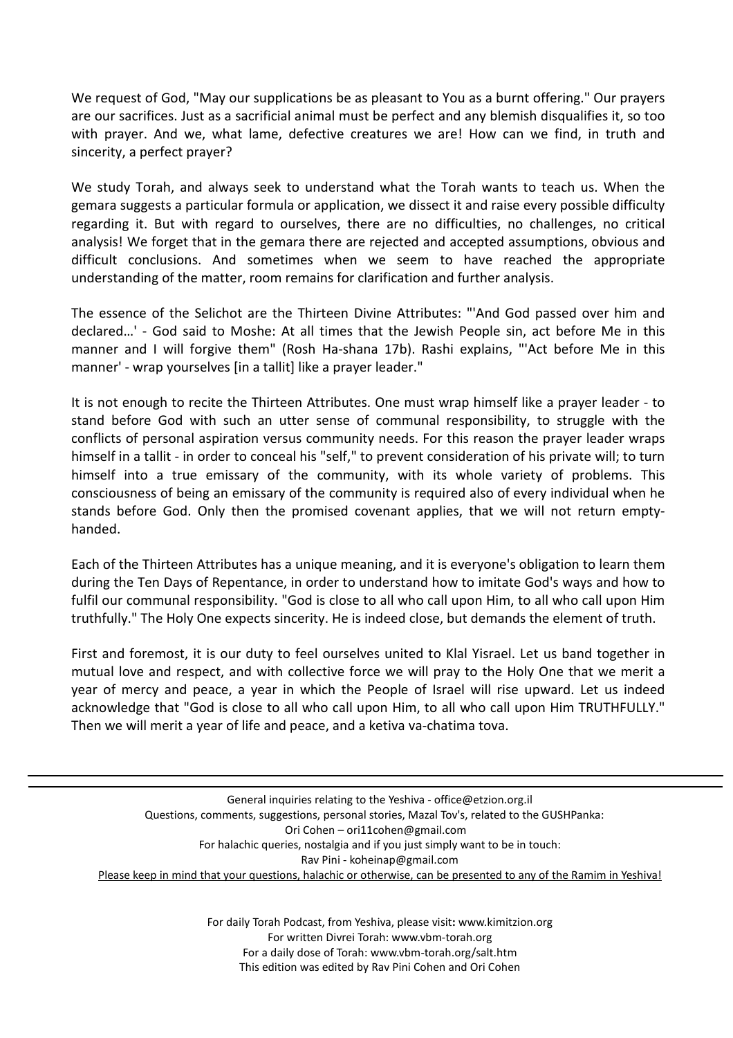We request of God, "May our supplications be as pleasant to You as a burnt offering." Our prayers are our sacrifices. Just as a sacrificial animal must be perfect and any blemish disqualifies it, so too with prayer. And we, what lame, defective creatures we are! How can we find, in truth and sincerity, a perfect prayer?

We study Torah, and always seek to understand what the Torah wants to teach us. When the gemara suggests a particular formula or application, we dissect it and raise every possible difficulty regarding it. But with regard to ourselves, there are no difficulties, no challenges, no critical analysis! We forget that in the gemara there are rejected and accepted assumptions, obvious and difficult conclusions. And sometimes when we seem to have reached the appropriate understanding of the matter, room remains for clarification and further analysis.

The essence of the Selichot are the Thirteen Divine Attributes: "'And God passed over him and declared…' - God said to Moshe: At all times that the Jewish People sin, act before Me in this manner and I will forgive them" (Rosh Ha-shana 17b). Rashi explains, "'Act before Me in this manner' - wrap yourselves [in a tallit] like a prayer leader."

It is not enough to recite the Thirteen Attributes. One must wrap himself like a prayer leader - to stand before God with such an utter sense of communal responsibility, to struggle with the conflicts of personal aspiration versus community needs. For this reason the prayer leader wraps himself in a tallit - in order to conceal his "self," to prevent consideration of his private will; to turn himself into a true emissary of the community, with its whole variety of problems. This consciousness of being an emissary of the community is required also of every individual when he stands before God. Only then the promised covenant applies, that we will not return empty-handed.

Each of the Thirteen Attributes has a unique meaning, and it is everyone's obligation to learn them during the Ten Days of Repentance, in order to understand how to imitate God's ways and how to fulfil our communal responsibility. "God is close to all who call upon Him, to all who call upon Him truthfully." The Holy One expects sincerity. He is indeed close, but demands the element of truth.

First and foremost, it is our duty to feel ourselves united to Klal Yisrael. Let us band together in mutual love and respect, and with collective force we will pray to the Holy One that we merit a year of mercy and peace, a year in which the People of Israel will rise upward. Let us indeed acknowledge that "God is close to all who call upon Him, to all who call upon Him TRUTHFULLY." Then we will merit a year of life and peace, and a ketiva va-chatima tova.

---

General inquiries relating to the Yeshiva - office@etzion.org.il
Questions, comments, suggestions, personal stories, Mazal Tov's, related to the GUSHPanka:
Ori Cohen – ori11cohen@gmail.com
For halachic queries, nostalgia and if you just simply want to be in touch:
Rav Pini - koheinap@gmail.com
Please keep in mind that your questions, halachic or otherwise, can be presented to any of the Ramim in Yeshiva!

For daily Torah Podcast, from Yeshiva, please visit**:** www.kimitzion.org
For written Divrei Torah: www.vbm-torah.org
For a daily dose of Torah: www.vbm-torah.org/salt.htm
This edition was edited by Rav Pini Cohen and Ori Cohen